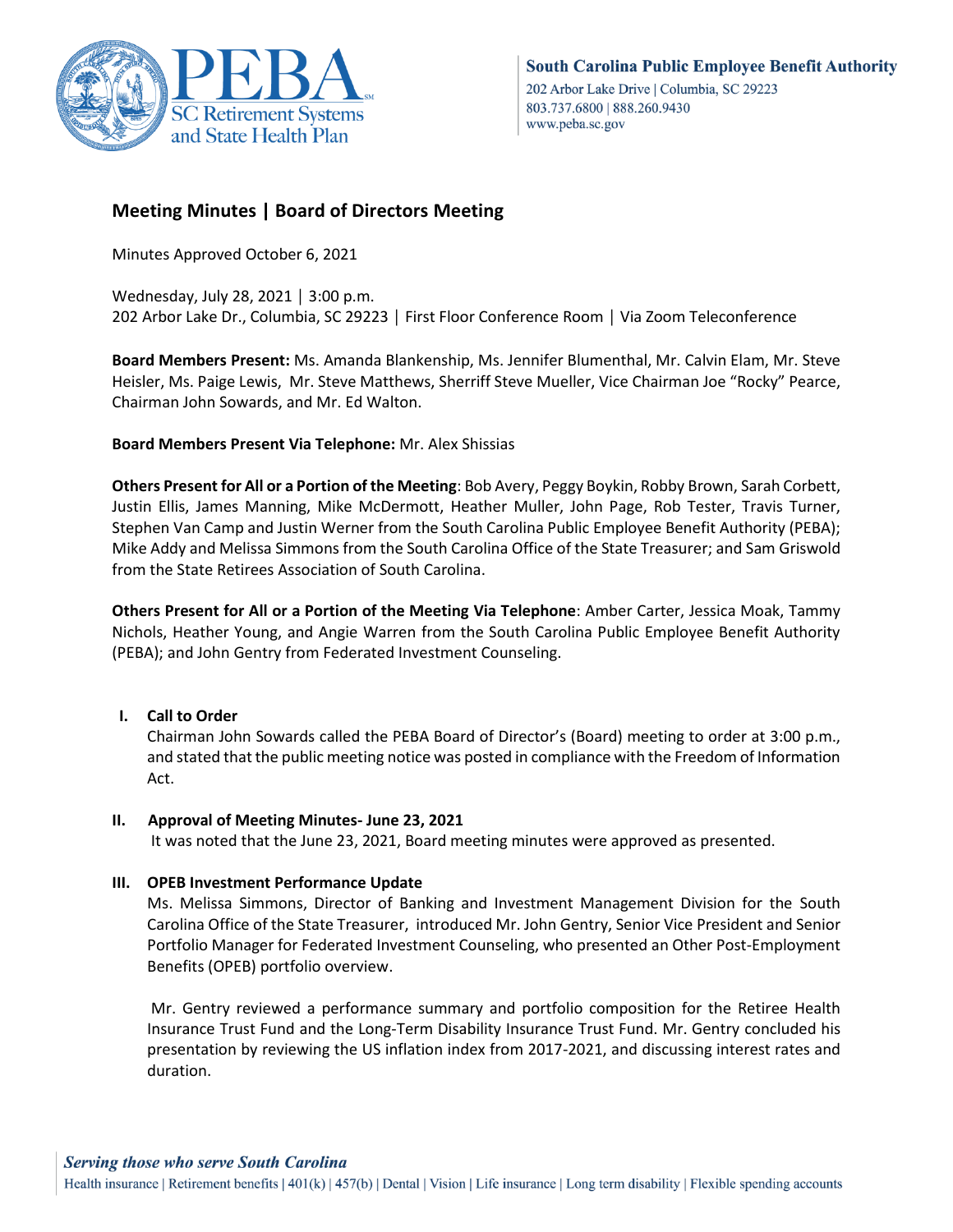South Carolina Public Employee Benefit Authority
202 Arbor Lake Drive | Columbia, SC 29223
803.737.6800 | 888.260.9430
www.peba.sc.gov

## Meeting Minutes | Board of Directors Meeting

Minutes Approved October 6, 2021

Wednesday, July 28, 2021 │ 3:00 p.m.
202 Arbor Lake Dr., Columbia, SC 29223 │ First Floor Conference Room │ Via Zoom Teleconference

**Board Members Present:** Ms. Amanda Blankenship, Ms. Jennifer Blumenthal, Mr. Calvin Elam, Mr. Steve Heisler, Ms. Paige Lewis, Mr. Steve Matthews, Sherriff Steve Mueller, Vice Chairman Joe "Rocky" Pearce, Chairman John Sowards, and Mr. Ed Walton.

**Board Members Present Via Telephone:** Mr. Alex Shissias

**Others Present for All or a Portion of the Meeting**: Bob Avery, Peggy Boykin, Robby Brown, Sarah Corbett, Justin Ellis, James Manning, Mike McDermott, Heather Muller, John Page, Rob Tester, Travis Turner, Stephen Van Camp and Justin Werner from the South Carolina Public Employee Benefit Authority (PEBA); Mike Addy and Melissa Simmons from the South Carolina Office of the State Treasurer; and Sam Griswold from the State Retirees Association of South Carolina.

**Others Present for All or a Portion of the Meeting Via Telephone**: Amber Carter, Jessica Moak, Tammy Nichols, Heather Young, and Angie Warren from the South Carolina Public Employee Benefit Authority (PEBA); and John Gentry from Federated Investment Counseling.

### I. Call to Order

Chairman John Sowards called the PEBA Board of Director's (Board) meeting to order at 3:00 p.m., and stated that the public meeting notice was posted in compliance with the Freedom of Information Act.

### II. Approval of Meeting Minutes- June 23, 2021

It was noted that the June 23, 2021, Board meeting minutes were approved as presented.

### III. OPEB Investment Performance Update

Ms. Melissa Simmons, Director of Banking and Investment Management Division for the South Carolina Office of the State Treasurer, introduced Mr. John Gentry, Senior Vice President and Senior Portfolio Manager for Federated Investment Counseling, who presented an Other Post-Employment Benefits (OPEB) portfolio overview.

Mr. Gentry reviewed a performance summary and portfolio composition for the Retiree Health Insurance Trust Fund and the Long-Term Disability Insurance Trust Fund. Mr. Gentry concluded his presentation by reviewing the US inflation index from 2017-2021, and discussing interest rates and duration.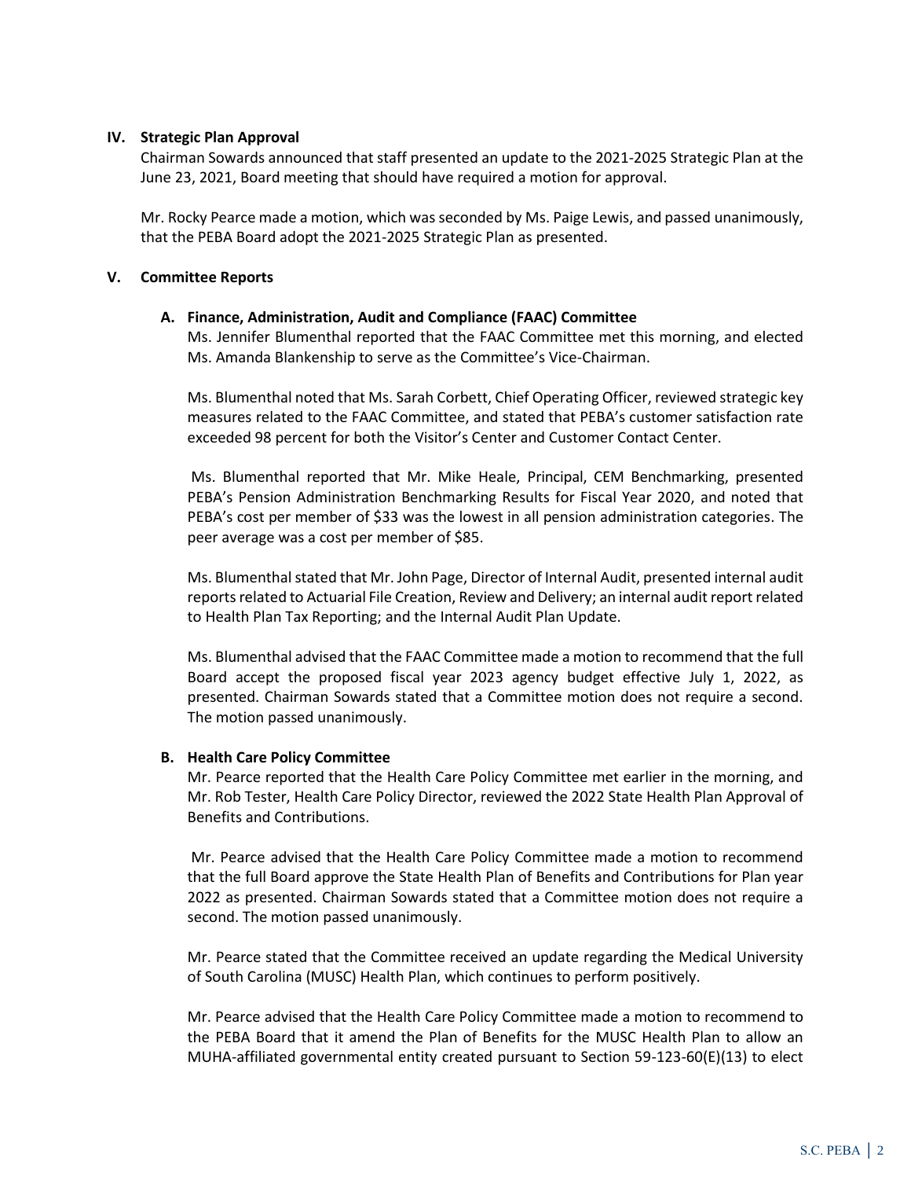## IV. Strategic Plan Approval

Chairman Sowards announced that staff presented an update to the 2021-2025 Strategic Plan at the June 23, 2021, Board meeting that should have required a motion for approval.

Mr. Rocky Pearce made a motion, which was seconded by Ms. Paige Lewis, and passed unanimously, that the PEBA Board adopt the 2021-2025 Strategic Plan as presented.

## V. Committee Reports

### A. Finance, Administration, Audit and Compliance (FAAC) Committee

Ms. Jennifer Blumenthal reported that the FAAC Committee met this morning, and elected Ms. Amanda Blankenship to serve as the Committee's Vice-Chairman.

Ms. Blumenthal noted that Ms. Sarah Corbett, Chief Operating Officer, reviewed strategic key measures related to the FAAC Committee, and stated that PEBA's customer satisfaction rate exceeded 98 percent for both the Visitor's Center and Customer Contact Center.

Ms. Blumenthal reported that Mr. Mike Heale, Principal, CEM Benchmarking, presented PEBA's Pension Administration Benchmarking Results for Fiscal Year 2020, and noted that PEBA's cost per member of $33 was the lowest in all pension administration categories. The peer average was a cost per member of $85.

Ms. Blumenthal stated that Mr. John Page, Director of Internal Audit, presented internal audit reports related to Actuarial File Creation, Review and Delivery; an internal audit report related to Health Plan Tax Reporting; and the Internal Audit Plan Update.

Ms. Blumenthal advised that the FAAC Committee made a motion to recommend that the full Board accept the proposed fiscal year 2023 agency budget effective July 1, 2022, as presented. Chairman Sowards stated that a Committee motion does not require a second. The motion passed unanimously.

### B. Health Care Policy Committee

Mr. Pearce reported that the Health Care Policy Committee met earlier in the morning, and Mr. Rob Tester, Health Care Policy Director, reviewed the 2022 State Health Plan Approval of Benefits and Contributions.

Mr. Pearce advised that the Health Care Policy Committee made a motion to recommend that the full Board approve the State Health Plan of Benefits and Contributions for Plan year 2022 as presented. Chairman Sowards stated that a Committee motion does not require a second. The motion passed unanimously.

Mr. Pearce stated that the Committee received an update regarding the Medical University of South Carolina (MUSC) Health Plan, which continues to perform positively.

Mr. Pearce advised that the Health Care Policy Committee made a motion to recommend to the PEBA Board that it amend the Plan of Benefits for the MUSC Health Plan to allow an MUHA-affiliated governmental entity created pursuant to Section 59-123-60(E)(13) to elect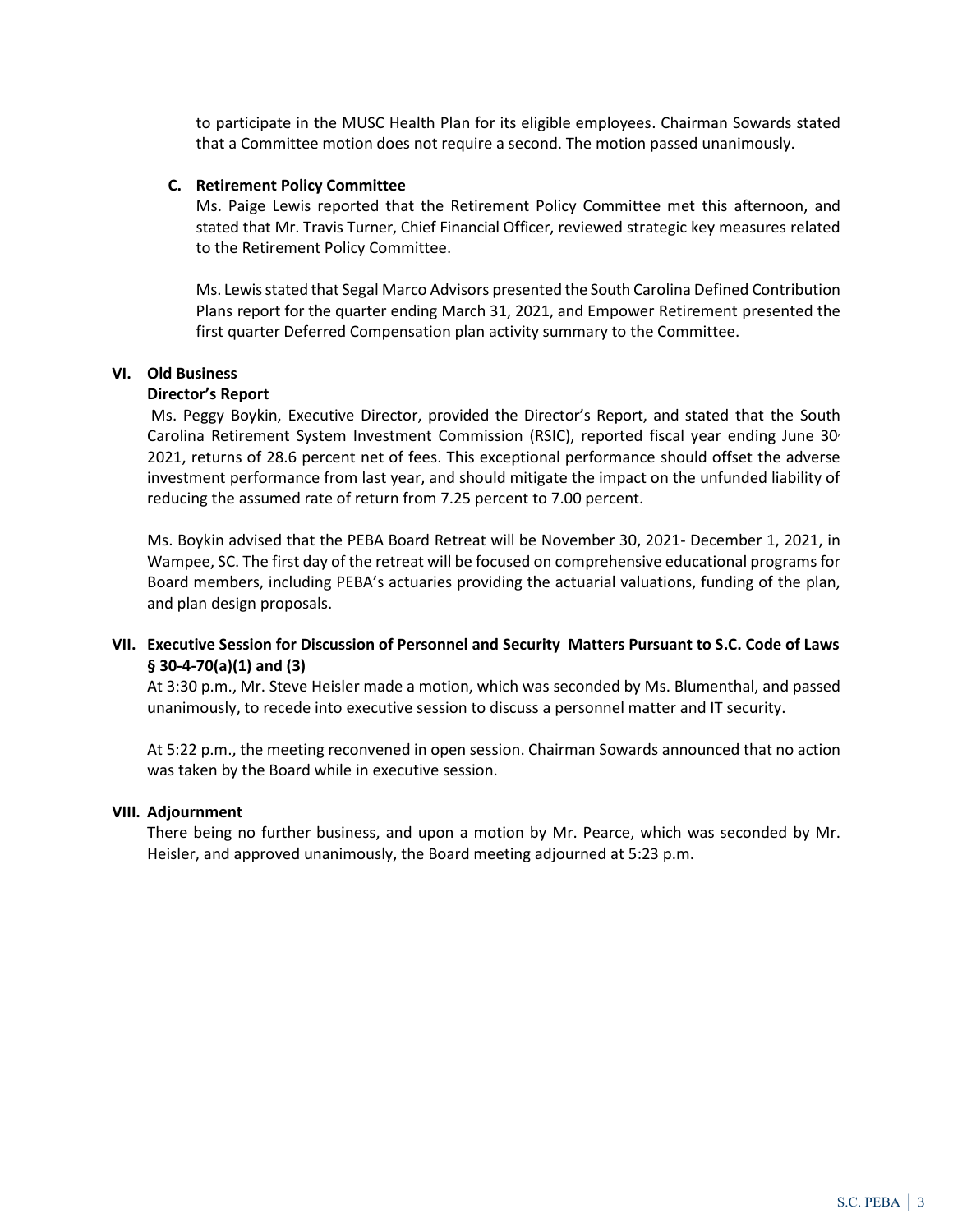to participate in the MUSC Health Plan for its eligible employees. Chairman Sowards stated that a Committee motion does not require a second. The motion passed unanimously.

### C. Retirement Policy Committee

Ms. Paige Lewis reported that the Retirement Policy Committee met this afternoon, and stated that Mr. Travis Turner, Chief Financial Officer, reviewed strategic key measures related to the Retirement Policy Committee.

Ms. Lewis stated that Segal Marco Advisors presented the South Carolina Defined Contribution Plans report for the quarter ending March 31, 2021, and Empower Retirement presented the first quarter Deferred Compensation plan activity summary to the Committee.

## VI. Old Business

### Director's Report

Ms. Peggy Boykin, Executive Director, provided the Director's Report, and stated that the South Carolina Retirement System Investment Commission (RSIC), reported fiscal year ending June 30, 2021, returns of 28.6 percent net of fees. This exceptional performance should offset the adverse investment performance from last year, and should mitigate the impact on the unfunded liability of reducing the assumed rate of return from 7.25 percent to 7.00 percent.

Ms. Boykin advised that the PEBA Board Retreat will be November 30, 2021- December 1, 2021, in Wampee, SC. The first day of the retreat will be focused on comprehensive educational programs for Board members, including PEBA's actuaries providing the actuarial valuations, funding of the plan, and plan design proposals.

## VII. Executive Session for Discussion of Personnel and Security Matters Pursuant to S.C. Code of Laws § 30-4-70(a)(1) and (3)

At 3:30 p.m., Mr. Steve Heisler made a motion, which was seconded by Ms. Blumenthal, and passed unanimously, to recede into executive session to discuss a personnel matter and IT security.

At 5:22 p.m., the meeting reconvened in open session. Chairman Sowards announced that no action was taken by the Board while in executive session.

## VIII. Adjournment

There being no further business, and upon a motion by Mr. Pearce, which was seconded by Mr. Heisler, and approved unanimously, the Board meeting adjourned at 5:23 p.m.